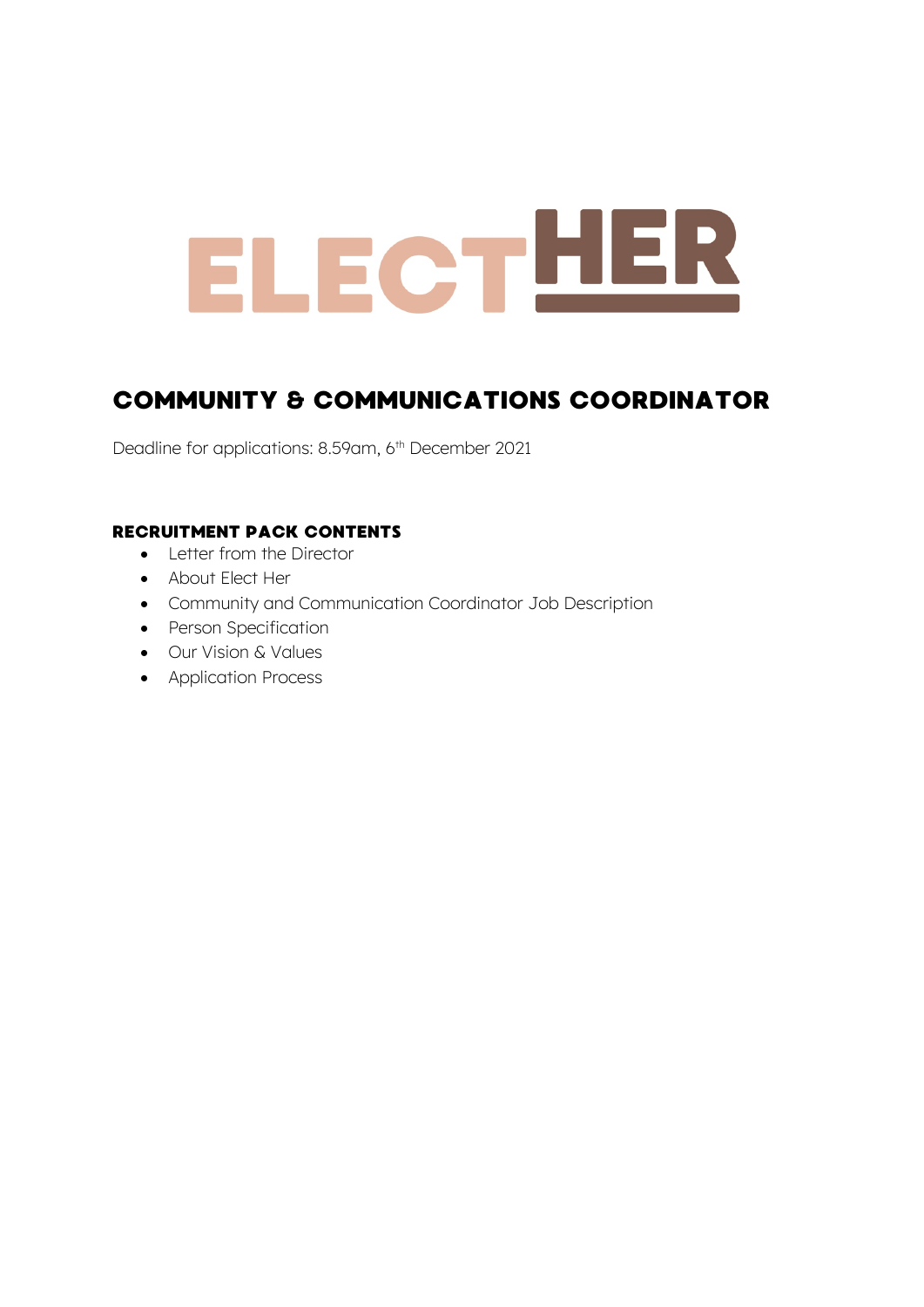# ELECT HER

## COMMUNITY & COMMUNICATIONS COORDINATOR

Deadline for applications: 8.59am, 6th December 2021

### RECRUITMENT PACK CONTENTS

- Letter from the Director
- About Elect Her
- Community and Communication Coordinator Job Description
- Person Specification
- Our Vision & Values
- Application Process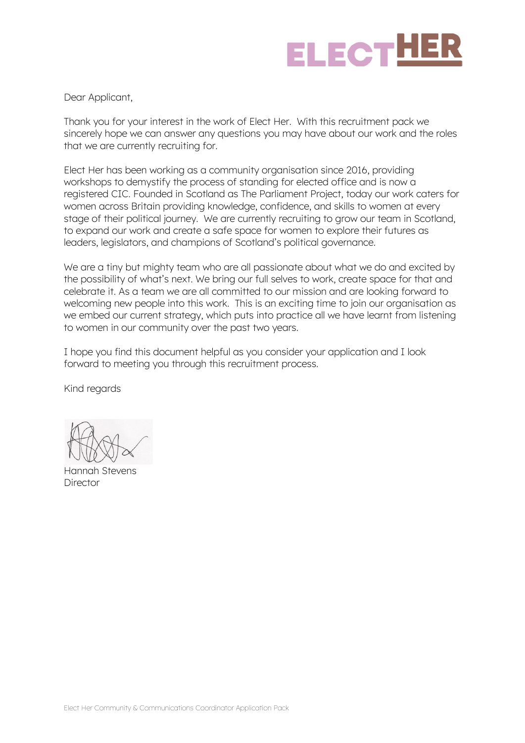Dear Applicant,

Thank you for your interest in the work of Elect Her. With this recruitment pack we sincerely hope we can answer any questions you may have about our work and the roles that we are currently recruiting for.

Elect Her has been working as a community organisation since 2016, providing workshops to demystify the process of standing for elected office and is now a registered CIC. Founded in Scotland as The Parliament Project, today our work caters for women across Britain providing knowledge, confidence, and skills to women at every stage of their political journey. We are currently recruiting to grow our team in Scotland, to expand our work and create a safe space for women to explore their futures as leaders, legislators, and champions of Scotland's political governance.

We are a tiny but mighty team who are all passionate about what we do and excited by the possibility of what's next. We bring our full selves to work, create space for that and celebrate it. As a team we are all committed to our mission and are looking forward to welcoming new people into this work. This is an exciting time to join our organisation as we embed our current strategy, which puts into practice all we have learnt from listening to women in our community over the past two years.

I hope you find this document helpful as you consider your application and I look forward to meeting you through this recruitment process.

Kind regards

Hannah Stevens
Director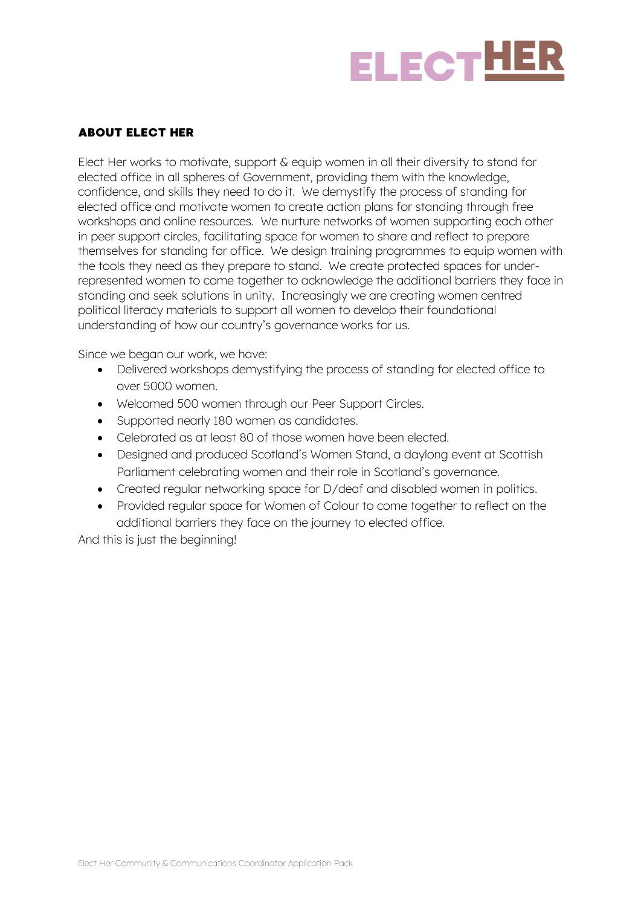## ABOUT ELECT HER

Elect Her works to motivate, support & equip women in all their diversity to stand for elected office in all spheres of Government, providing them with the knowledge, confidence, and skills they need to do it. We demystify the process of standing for elected office and motivate women to create action plans for standing through free workshops and online resources. We nurture networks of women supporting each other in peer support circles, facilitating space for women to share and reflect to prepare themselves for standing for office. We design training programmes to equip women with the tools they need as they prepare to stand. We create protected spaces for under-represented women to come together to acknowledge the additional barriers they face in standing and seek solutions in unity. Increasingly we are creating women centred political literacy materials to support all women to develop their foundational understanding of how our country's governance works for us.

Since we began our work, we have:

- Delivered workshops demystifying the process of standing for elected office to over 5000 women.
- Welcomed 500 women through our Peer Support Circles.
- Supported nearly 180 women as candidates.
- Celebrated as at least 80 of those women have been elected.
- Designed and produced Scotland's Women Stand, a daylong event at Scottish Parliament celebrating women and their role in Scotland's governance.
- Created regular networking space for D/deaf and disabled women in politics.
- Provided regular space for Women of Colour to come together to reflect on the additional barriers they face on the journey to elected office.

And this is just the beginning!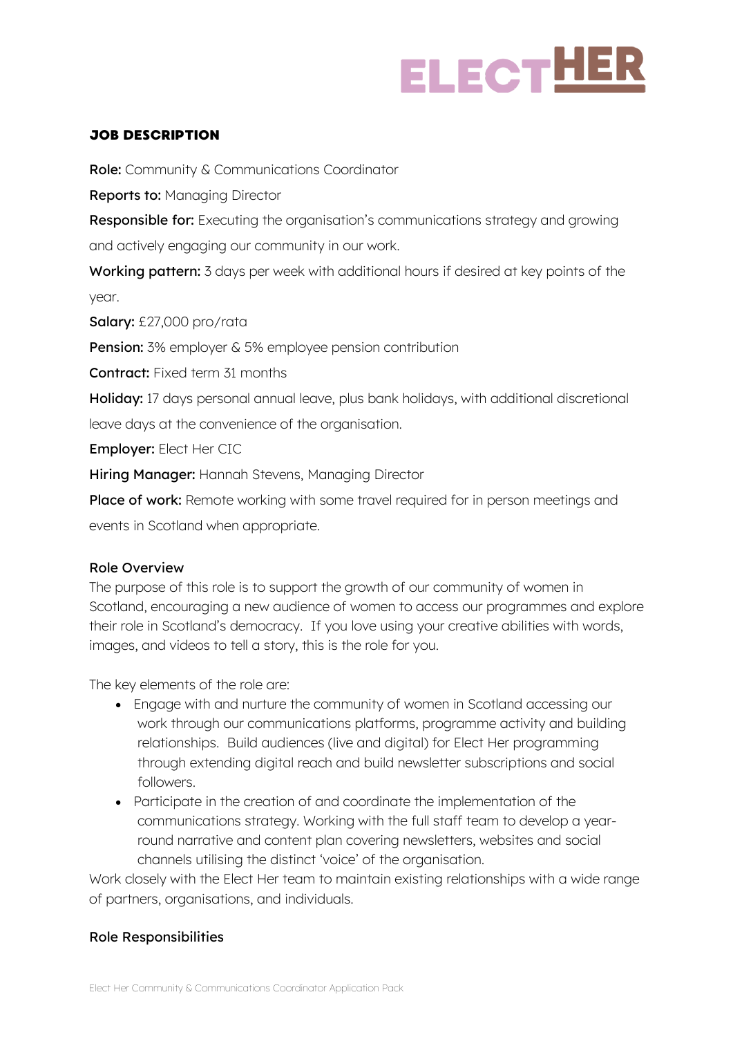ELECTHER

## JOB DESCRIPTION

**Role:** Community & Communications Coordinator

**Reports to:** Managing Director

**Responsible for:** Executing the organisation's communications strategy and growing and actively engaging our community in our work.

**Working pattern:** 3 days per week with additional hours if desired at key points of the year.

**Salary:** £27,000 pro/rata

**Pension:** 3% employer & 5% employee pension contribution

**Contract:** Fixed term 31 months

**Holiday:** 17 days personal annual leave, plus bank holidays, with additional discretional leave days at the convenience of the organisation.

**Employer:** Elect Her CIC

**Hiring Manager:** Hannah Stevens, Managing Director

**Place of work:** Remote working with some travel required for in person meetings and events in Scotland when appropriate.

### Role Overview

The purpose of this role is to support the growth of our community of women in Scotland, encouraging a new audience of women to access our programmes and explore their role in Scotland's democracy. If you love using your creative abilities with words, images, and videos to tell a story, this is the role for you.

The key elements of the role are:

- Engage with and nurture the community of women in Scotland accessing our work through our communications platforms, programme activity and building relationships. Build audiences (live and digital) for Elect Her programming through extending digital reach and build newsletter subscriptions and social followers.
- Participate in the creation of and coordinate the implementation of the communications strategy. Working with the full staff team to develop a year-round narrative and content plan covering newsletters, websites and social channels utilising the distinct 'voice' of the organisation.

Work closely with the Elect Her team to maintain existing relationships with a wide range of partners, organisations, and individuals.

### Role Responsibilities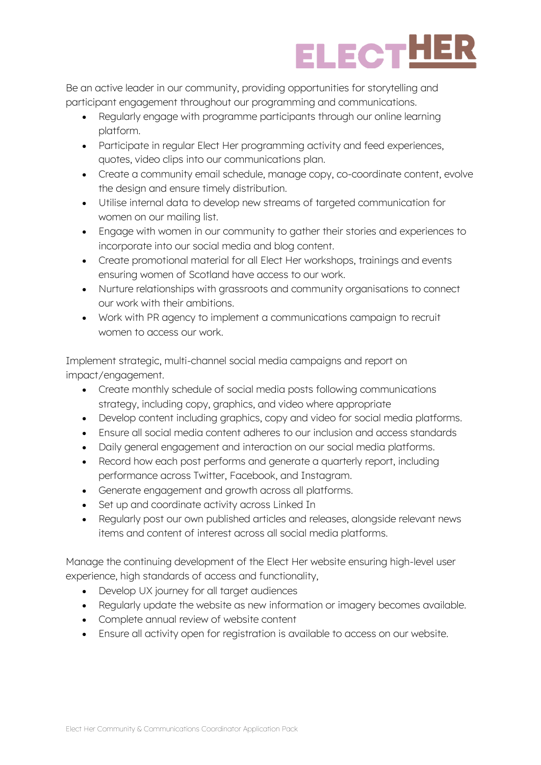Be an active leader in our community, providing opportunities for storytelling and participant engagement throughout our programming and communications.

- Regularly engage with programme participants through our online learning platform.
- Participate in regular Elect Her programming activity and feed experiences, quotes, video clips into our communications plan.
- Create a community email schedule, manage copy, co-coordinate content, evolve the design and ensure timely distribution.
- Utilise internal data to develop new streams of targeted communication for women on our mailing list.
- Engage with women in our community to gather their stories and experiences to incorporate into our social media and blog content.
- Create promotional material for all Elect Her workshops, trainings and events ensuring women of Scotland have access to our work.
- Nurture relationships with grassroots and community organisations to connect our work with their ambitions.
- Work with PR agency to implement a communications campaign to recruit women to access our work.

Implement strategic, multi-channel social media campaigns and report on impact/engagement.

- Create monthly schedule of social media posts following communications strategy, including copy, graphics, and video where appropriate
- Develop content including graphics, copy and video for social media platforms.
- Ensure all social media content adheres to our inclusion and access standards
- Daily general engagement and interaction on our social media platforms.
- Record how each post performs and generate a quarterly report, including performance across Twitter, Facebook, and Instagram.
- Generate engagement and growth across all platforms.
- Set up and coordinate activity across Linked In
- Regularly post our own published articles and releases, alongside relevant news items and content of interest across all social media platforms.

Manage the continuing development of the Elect Her website ensuring high-level user experience, high standards of access and functionality,

- Develop UX journey for all target audiences
- Regularly update the website as new information or imagery becomes available.
- Complete annual review of website content
- Ensure all activity open for registration is available to access on our website.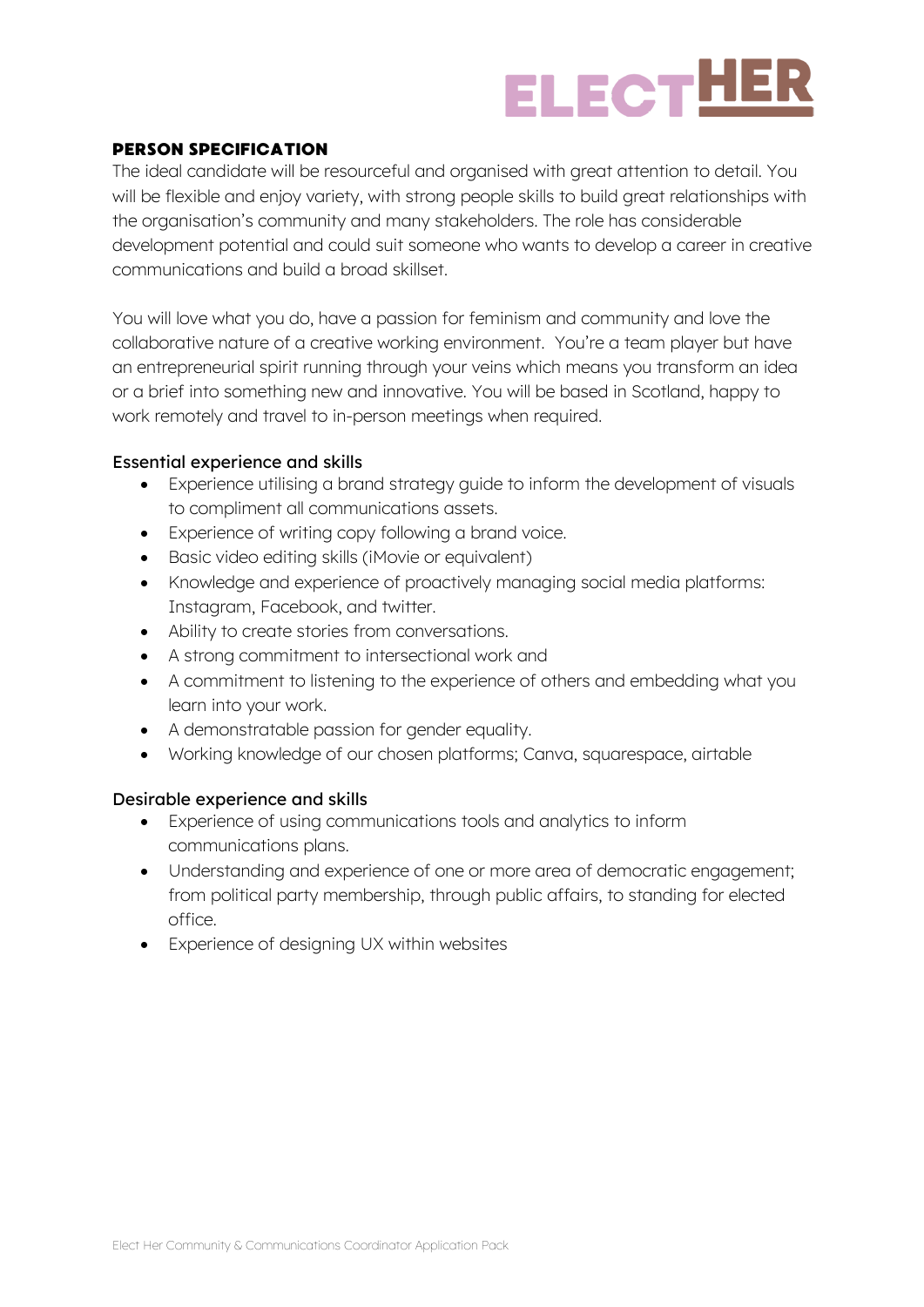## PERSON SPECIFICATION

The ideal candidate will be resourceful and organised with great attention to detail. You will be flexible and enjoy variety, with strong people skills to build great relationships with the organisation's community and many stakeholders. The role has considerable development potential and could suit someone who wants to develop a career in creative communications and build a broad skillset.

You will love what you do, have a passion for feminism and community and love the collaborative nature of a creative working environment. You're a team player but have an entrepreneurial spirit running through your veins which means you transform an idea or a brief into something new and innovative. You will be based in Scotland, happy to work remotely and travel to in-person meetings when required.

### Essential experience and skills

- Experience utilising a brand strategy guide to inform the development of visuals to compliment all communications assets.
- Experience of writing copy following a brand voice.
- Basic video editing skills (iMovie or equivalent)
- Knowledge and experience of proactively managing social media platforms: Instagram, Facebook, and twitter.
- Ability to create stories from conversations.
- A strong commitment to intersectional work and
- A commitment to listening to the experience of others and embedding what you learn into your work.
- A demonstratable passion for gender equality.
- Working knowledge of our chosen platforms; Canva, squarespace, airtable

### Desirable experience and skills

- Experience of using communications tools and analytics to inform communications plans.
- Understanding and experience of one or more area of democratic engagement; from political party membership, through public affairs, to standing for elected office.
- Experience of designing UX within websites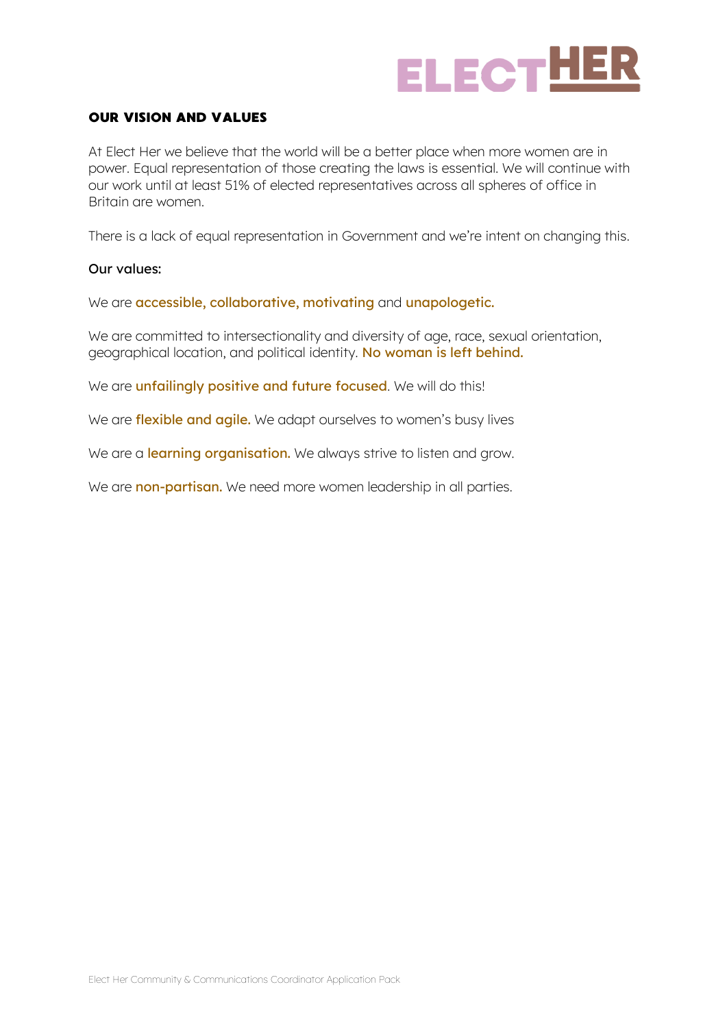## OUR VISION AND VALUES

At Elect Her we believe that the world will be a better place when more women are in power. Equal representation of those creating the laws is essential. We will continue with our work until at least 51% of elected representatives across all spheres of office in Britain are women.

There is a lack of equal representation in Government and we're intent on changing this.

**Our values:**

We are **accessible, collaborative, motivating** and **unapologetic.**

We are committed to intersectionality and diversity of age, race, sexual orientation, geographical location, and political identity. **No woman is left behind.**

We are **unfailingly positive and future focused**. We will do this!

We are **flexible and agile.** We adapt ourselves to women's busy lives

We are a **learning organisation.** We always strive to listen and grow.

We are **non-partisan.** We need more women leadership in all parties.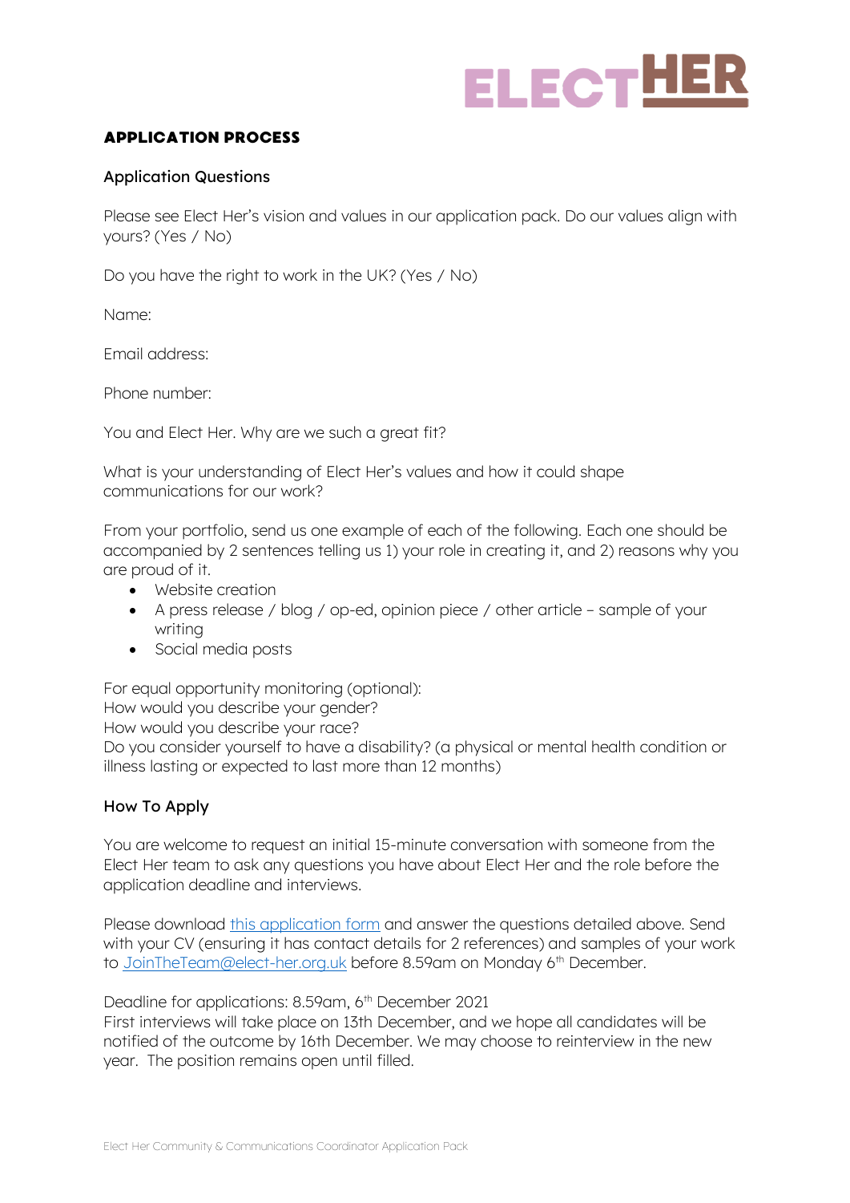## APPLICATION PROCESS

### Application Questions

Please see Elect Her's vision and values in our application pack. Do our values align with yours? (Yes / No)

Do you have the right to work in the UK? (Yes / No)

Name:

Email address:

Phone number:

You and Elect Her. Why are we such a great fit?

What is your understanding of Elect Her's values and how it could shape communications for our work?

From your portfolio, send us one example of each of the following. Each one should be accompanied by 2 sentences telling us 1) your role in creating it, and 2) reasons why you are proud of it.

- Website creation
- A press release / blog / op-ed, opinion piece / other article – sample of your writing
- Social media posts

For equal opportunity monitoring (optional):
How would you describe your gender?
How would you describe your race?
Do you consider yourself to have a disability? (a physical or mental health condition or illness lasting or expected to last more than 12 months)

### How To Apply

You are welcome to request an initial 15-minute conversation with someone from the Elect Her team to ask any questions you have about Elect Her and the role before the application deadline and interviews.

Please download [this application form](this application form) and answer the questions detailed above. Send with your CV (ensuring it has contact details for 2 references) and samples of your work to [JoinTheTeam@elect-her.org.uk](mailto:JoinTheTeam@elect-her.org.uk) before 8.59am on Monday 6th December.

Deadline for applications: 8.59am, 6th December 2021
First interviews will take place on 13th December, and we hope all candidates will be notified of the outcome by 16th December. We may choose to reinterview in the new year. The position remains open until filled.